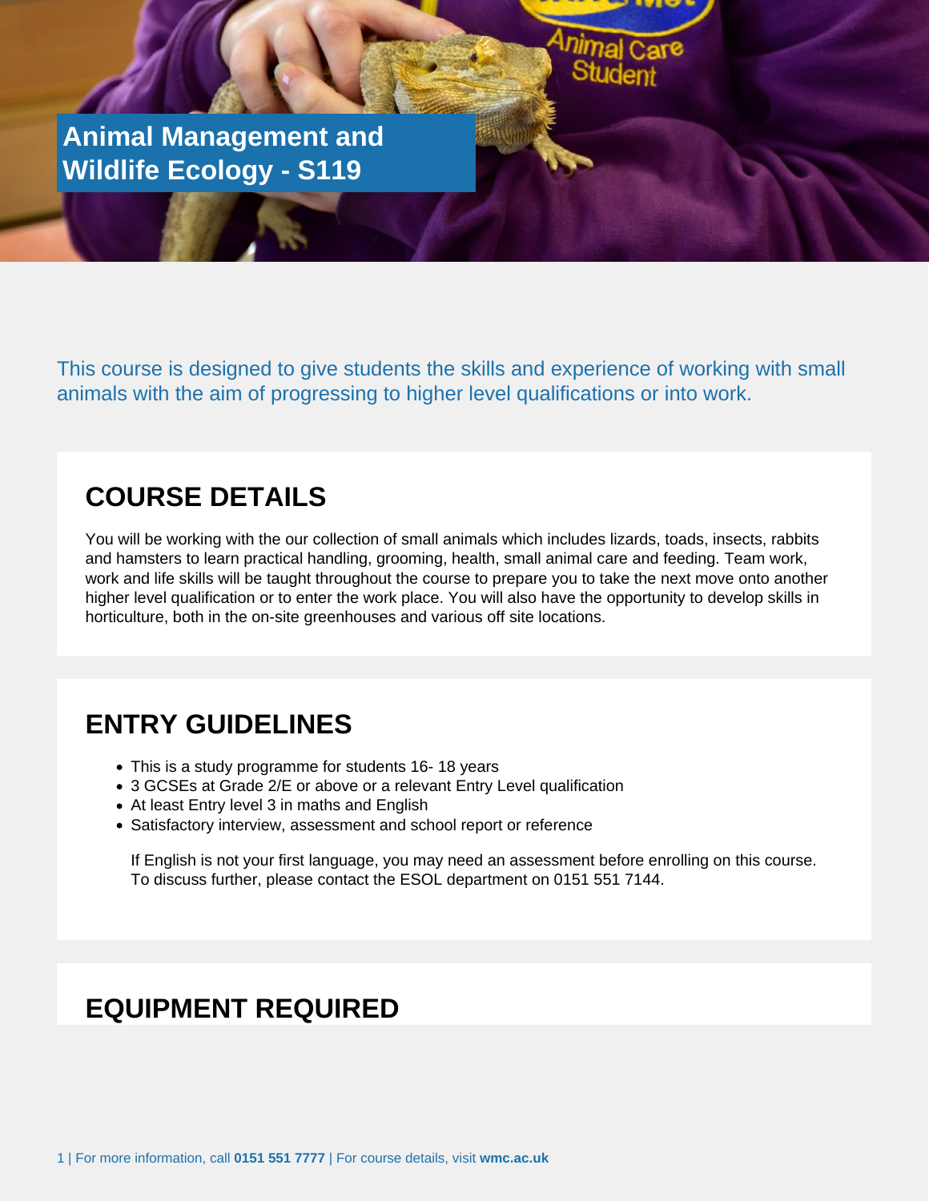# Animal Management and Wildlife Ecology - S119

This course is designed to give students the skills and experience of working with small animals with the aim of progressing to higher level qualifications or into work.

## COURSE DETAILS

You will be working with the our collection of small animals which includes lizards, toads, insects, rabbits and hamsters to learn practical handling, grooming, health, small animal care and feeding. Team work, work and life skills will be taught throughout the course to prepare you to take the next move onto another higher level qualification or to enter the work place. You will also have the opportunity to develop skills in horticulture, both in the on-site greenhouses and various off site locations.

## ENTRY GUIDELINES

- This is a study programme for students 16- 18 years
- 3 GCSEs at Grade 2/E or above or a relevant Entry Level qualification
- At least Entry level 3 in maths and English
- Satisfactory interview, assessment and school report or reference

  If English is not your first language, you may need an assessment before enrolling on this course. To discuss further, please contact the ESOL department on 0151 551 7144.

## EQUIPMENT REQUIRED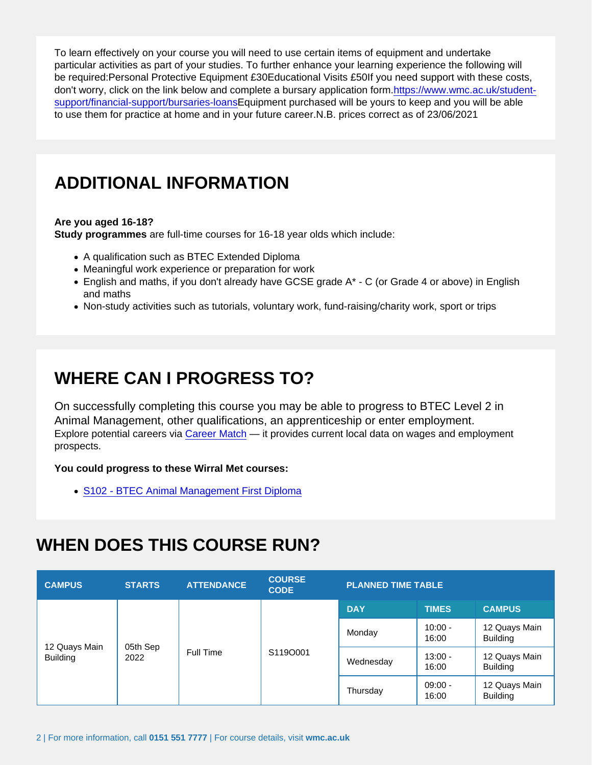To learn effectively on your course you will need to use certain items of equipment and undertake particular activities as part of your studies. To further enhance your learning experience the following will be required:Personal Protective Equipment £30Educational Visits £50If you need support with these costs, don't worry, click on the link below and complete a bursary application form.[https://www.wmc.ac.uk/student-support/financial-support/bursaries-loans](https://www.wmc.ac.uk/student-support/financial-support/bursaries-loans)Equipment purchased will be yours to keep and you will be able to use them for practice at home and in your future career.N.B. prices correct as of 23/06/2021

## ADDITIONAL INFORMATION

**Are you aged 16-18?**
**Study programmes** are full-time courses for 16-18 year olds which include:

- A qualification such as BTEC Extended Diploma
- Meaningful work experience or preparation for work
- English and maths, if you don't already have GCSE grade A* - C (or Grade 4 or above) in English and maths
- Non-study activities such as tutorials, voluntary work, fund-raising/charity work, sport or trips

## WHERE CAN I PROGRESS TO?

On successfully completing this course you may be able to progress to BTEC Level 2 in Animal Management, other qualifications, an apprenticeship or enter employment.
Explore potential careers via Career Match — it provides current local data on wages and employment prospects.

**You could progress to these Wirral Met courses:**

- S102 - BTEC Animal Management First Diploma

## WHEN DOES THIS COURSE RUN?

| CAMPUS | STARTS | ATTENDANCE | COURSE CODE | PLANNED TIME TABLE | | |
|---|---|---|---|---|---|---|
| | | | | DAY | TIMES | CAMPUS |
| 12 Quays Main Building | 05th Sep 2022 | Full Time | S119O001 | Monday | 10:00 - 16:00 | 12 Quays Main Building |
| | | | | Wednesday | 13:00 - 16:00 | 12 Quays Main Building |
| | | | | Thursday | 09:00 - 16:00 | 12 Quays Main Building |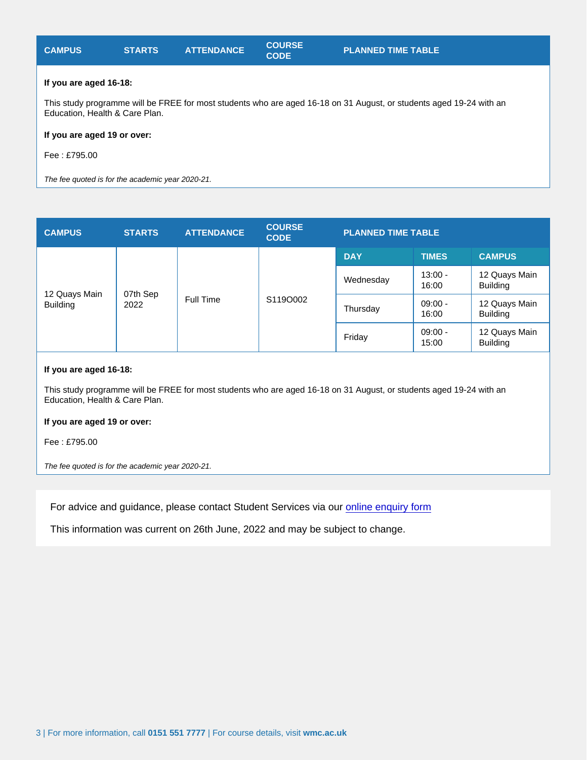| CAMPUS | STARTS | ATTENDANCE | COURSE CODE | PLANNED TIME TABLE |
|---|---|---|---|---|

**If you are aged 16-18:**

This study programme will be FREE for most students who are aged 16-18 on 31 August, or students aged 19-24 with an Education, Health & Care Plan.

**If you are aged 19 or over:**

Fee : £795.00

*The fee quoted is for the academic year 2020-21.*

| CAMPUS | STARTS | ATTENDANCE | COURSE CODE | PLANNED TIME TABLE | | |
|---|---|---|---|---|---|---|
| | | | | DAY | TIMES | CAMPUS |
| 12 Quays Main Building | 07th Sep 2022 | Full Time | S119O002 | Wednesday | 13:00 - 16:00 | 12 Quays Main Building |
| | | | | Thursday | 09:00 - 16:00 | 12 Quays Main Building |
| | | | | Friday | 09:00 - 15:00 | 12 Quays Main Building |

**If you are aged 16-18:**

This study programme will be FREE for most students who are aged 16-18 on 31 August, or students aged 19-24 with an Education, Health & Care Plan.

**If you are aged 19 or over:**

Fee : £795.00

*The fee quoted is for the academic year 2020-21.*

For advice and guidance, please contact Student Services via our [online enquiry form]

This information was current on 26th June, 2022 and may be subject to change.